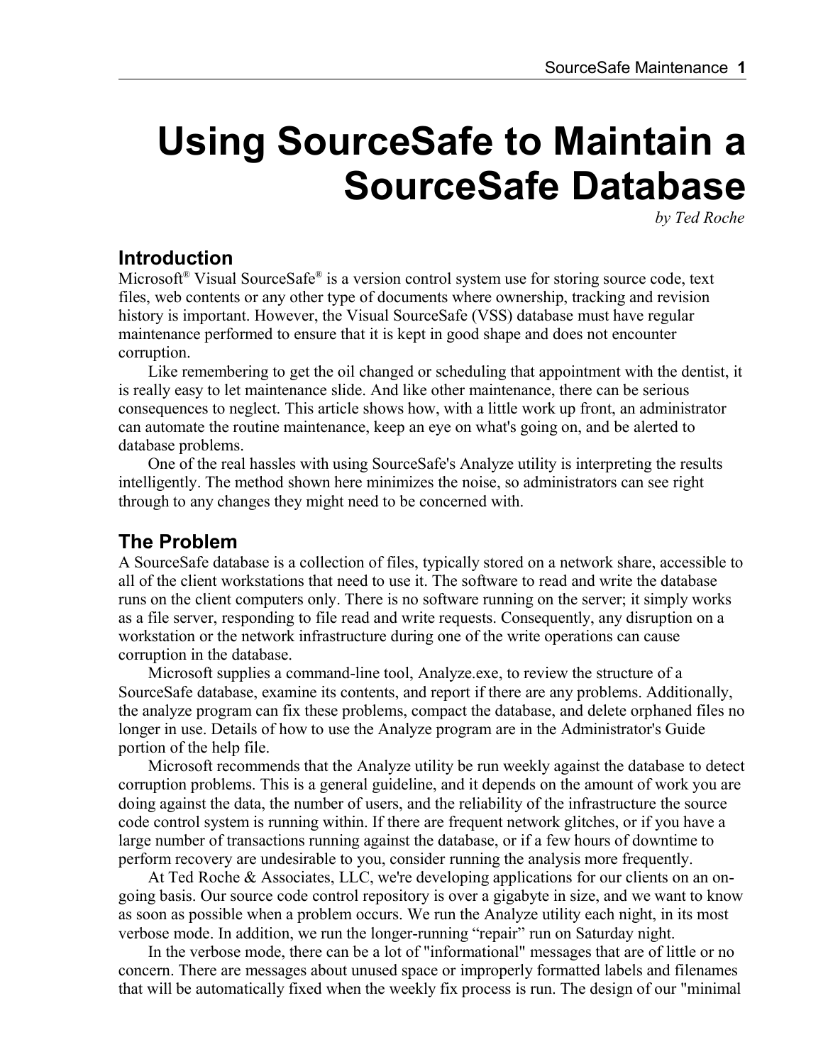# Using SourceSafe to Maintain a SourceSafe Database

*by Ted Roche*

## Introduction

Microsoft® Visual SourceSafe® is a version control system use for storing source code, text files, web contents or any other type of documents where ownership, tracking and revision history is important. However, the Visual SourceSafe (VSS) database must have regular maintenance performed to ensure that it is kept in good shape and does not encounter corruption.

Like remembering to get the oil changed or scheduling that appointment with the dentist, it is really easy to let maintenance slide. And like other maintenance, there can be serious consequences to neglect. This article shows how, with a little work up front, an administrator can automate the routine maintenance, keep an eye on what's going on, and be alerted to database problems.

One of the real hassles with using SourceSafe's Analyze utility is interpreting the results intelligently. The method shown here minimizes the noise, so administrators can see right through to any changes they might need to be concerned with.

## The Problem

A SourceSafe database is a collection of files, typically stored on a network share, accessible to all of the client workstations that need to use it. The software to read and write the database runs on the client computers only. There is no software running on the server; it simply works as a file server, responding to file read and write requests. Consequently, any disruption on a workstation or the network infrastructure during one of the write operations can cause corruption in the database.

Microsoft supplies a command-line tool, Analyze.exe, to review the structure of a SourceSafe database, examine its contents, and report if there are any problems. Additionally, the analyze program can fix these problems, compact the database, and delete orphaned files no longer in use. Details of how to use the Analyze program are in the Administrator's Guide portion of the help file.

Microsoft recommends that the Analyze utility be run weekly against the database to detect corruption problems. This is a general guideline, and it depends on the amount of work you are doing against the data, the number of users, and the reliability of the infrastructure the source code control system is running within. If there are frequent network glitches, or if you have a large number of transactions running against the database, or if a few hours of downtime to perform recovery are undesirable to you, consider running the analysis more frequently.

At Ted Roche & Associates, LLC, we're developing applications for our clients on an on-going basis. Our source code control repository is over a gigabyte in size, and we want to know as soon as possible when a problem occurs. We run the Analyze utility each night, in its most verbose mode. In addition, we run the longer-running "repair" run on Saturday night.

In the verbose mode, there can be a lot of "informational" messages that are of little or no concern. There are messages about unused space or improperly formatted labels and filenames that will be automatically fixed when the weekly fix process is run. The design of our "minimal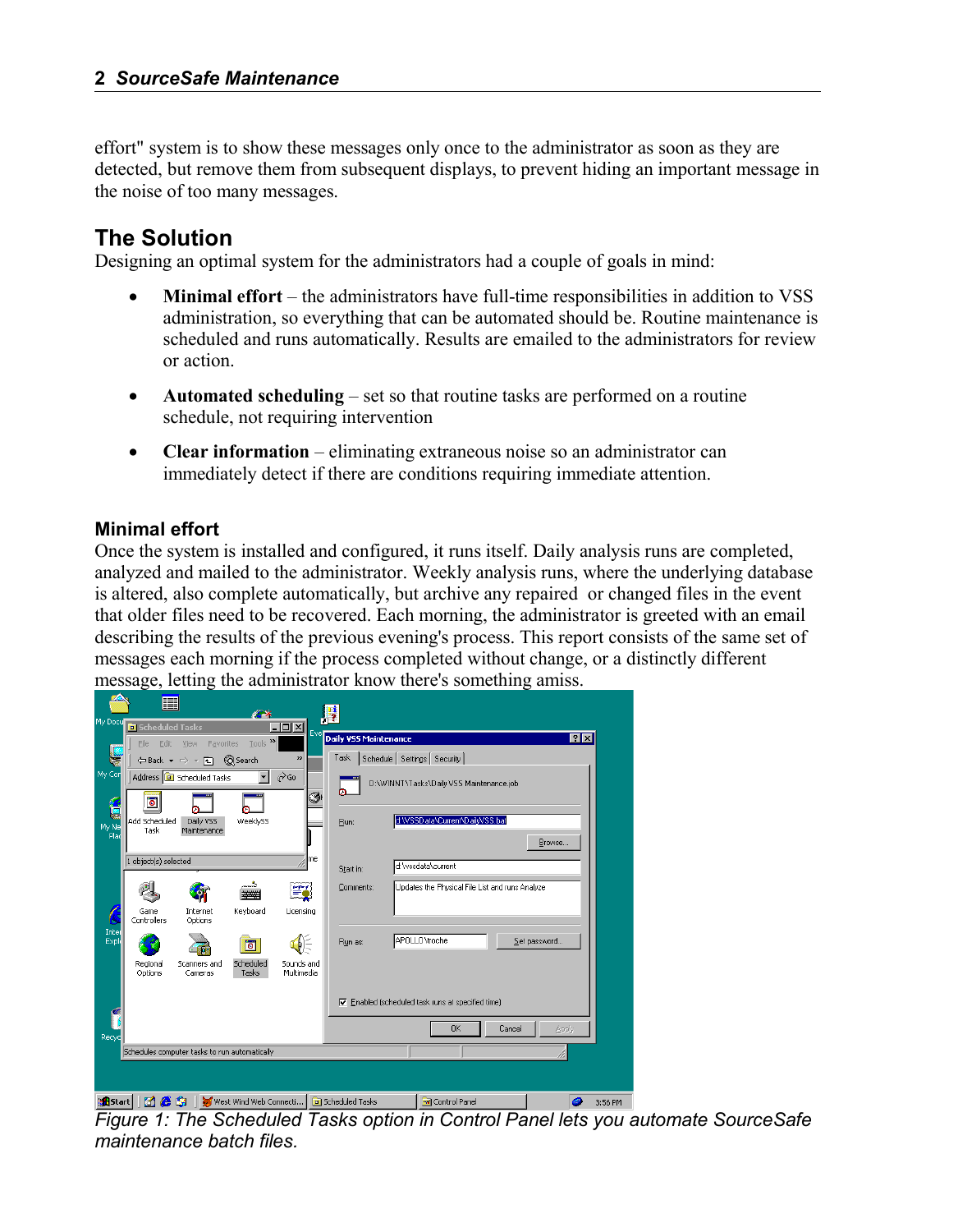effort" system is to show these messages only once to the administrator as soon as they are detected, but remove them from subsequent displays, to prevent hiding an important message in the noise of too many messages.

## The Solution

Designing an optimal system for the administrators had a couple of goals in mind:

- **Minimal effort** – the administrators have full-time responsibilities in addition to VSS administration, so everything that can be automated should be. Routine maintenance is scheduled and runs automatically. Results are emailed to the administrators for review or action.
- **Automated scheduling** – set so that routine tasks are performed on a routine schedule, not requiring intervention
- **Clear information** – eliminating extraneous noise so an administrator can immediately detect if there are conditions requiring immediate attention.

### Minimal effort

Once the system is installed and configured, it runs itself. Daily analysis runs are completed, analyzed and mailed to the administrator. Weekly analysis runs, where the underlying database is altered, also complete automatically, but archive any repaired or changed files in the event that older files need to be recovered. Each morning, the administrator is greeted with an email describing the results of the previous evening's process. This report consists of the same set of messages each morning if the process completed without change, or a distinctly different message, letting the administrator know there's something amiss.

*Figure 1: The Scheduled Tasks option in Control Panel lets you automate SourceSafe maintenance batch files.*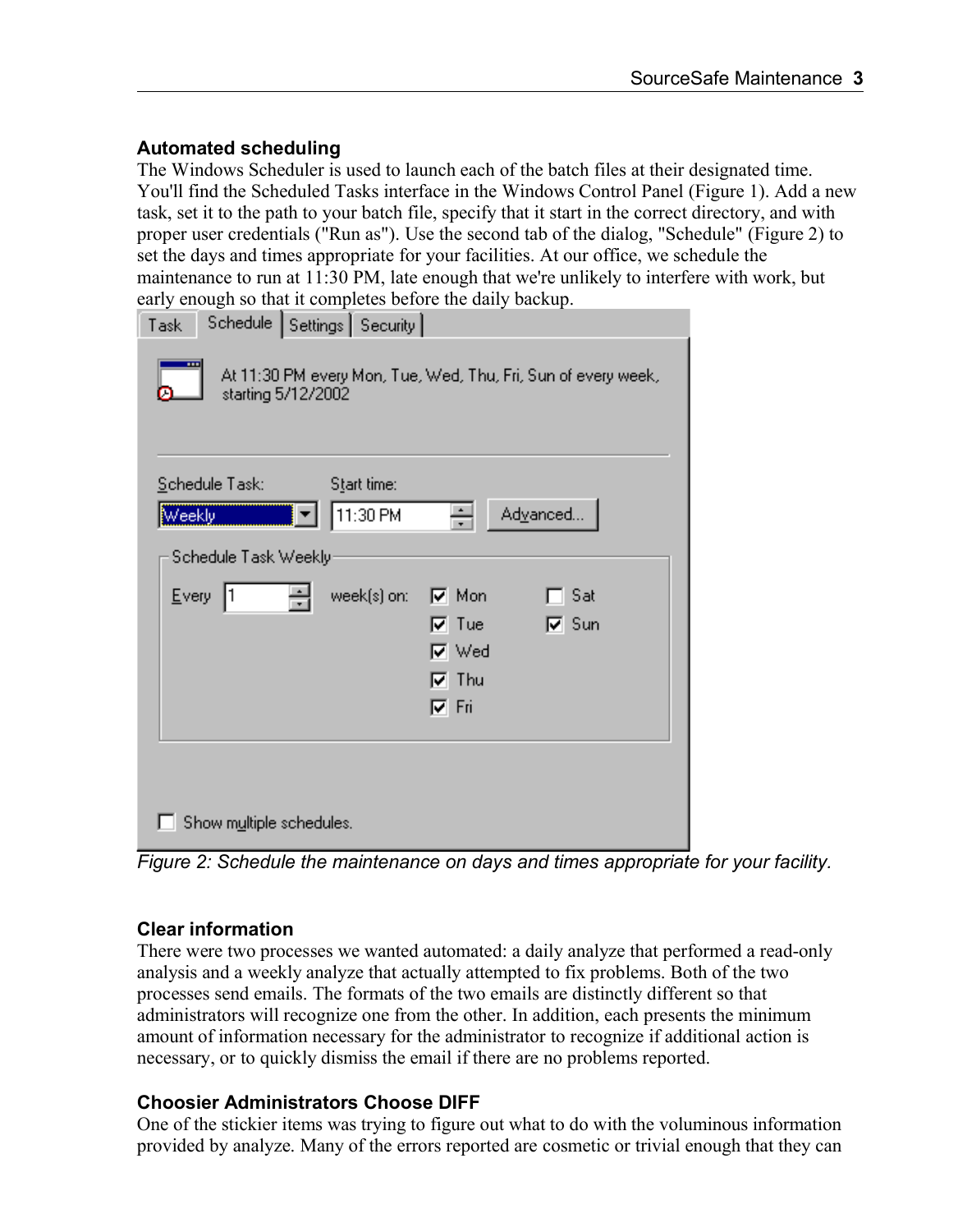### Automated scheduling

The Windows Scheduler is used to launch each of the batch files at their designated time. You'll find the Scheduled Tasks interface in the Windows Control Panel (Figure 1). Add a new task, set it to the path to your batch file, specify that it start in the correct directory, and with proper user credentials ("Run as"). Use the second tab of the dialog, "Schedule" (Figure 2) to set the days and times appropriate for your facilities. At our office, we schedule the maintenance to run at 11:30 PM, late enough that we're unlikely to interfere with work, but early enough so that it completes before the daily backup.

*Figure 2: Schedule the maintenance on days and times appropriate for your facility.*

### Clear information

There were two processes we wanted automated: a daily analyze that performed a read-only analysis and a weekly analyze that actually attempted to fix problems. Both of the two processes send emails. The formats of the two emails are distinctly different so that administrators will recognize one from the other. In addition, each presents the minimum amount of information necessary for the administrator to recognize if additional action is necessary, or to quickly dismiss the email if there are no problems reported.

### Choosier Administrators Choose DIFF

One of the stickier items was trying to figure out what to do with the voluminous information provided by analyze. Many of the errors reported are cosmetic or trivial enough that they can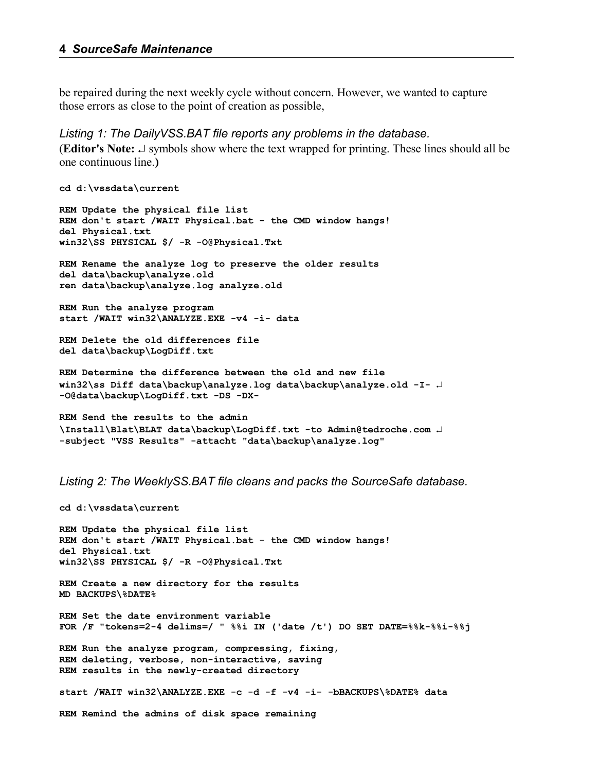be repaired during the next weekly cycle without concern. However, we wanted to capture those errors as close to the point of creation as possible,

*Listing 1: The DailyVSS.BAT file reports any problems in the database.*

(**Editor's Note:** ↵ symbols show where the text wrapped for printing. These lines should all be one continuous line.**)**

```
cd d:\vssdata\current

REM Update the physical file list
REM don't start /WAIT Physical.bat - the CMD window hangs!
del Physical.txt
win32\SS PHYSICAL $/ -R -O@Physical.Txt

REM Rename the analyze log to preserve the older results
del data\backup\analyze.old
ren data\backup\analyze.log analyze.old

REM Run the analyze program
start /WAIT win32\ANALYZE.EXE -v4 -i- data

REM Delete the old differences file
del data\backup\LogDiff.txt

REM Determine the difference between the old and new file
win32\ss Diff data\backup\analyze.log data\backup\analyze.old -I- ↵
-O@data\backup\LogDiff.txt -DS -DX-

REM Send the results to the admin
\Install\Blat\BLAT data\backup\LogDiff.txt -to Admin@tedroche.com ↵
-subject "VSS Results" -attacht "data\backup\analyze.log"
```

*Listing 2: The WeeklySS.BAT file cleans and packs the SourceSafe database.*

```
cd d:\vssdata\current

REM Update the physical file list
REM don't start /WAIT Physical.bat - the CMD window hangs!
del Physical.txt
win32\SS PHYSICAL $/ -R -O@Physical.Txt

REM Create a new directory for the results
MD BACKUPS\%DATE%

REM Set the date environment variable
FOR /F "tokens=2-4 delims=/ " %%i IN ('date /t') DO SET DATE=%%k-%%i-%%j

REM Run the analyze program, compressing, fixing,
REM deleting, verbose, non-interactive, saving
REM results in the newly-created directory

start /WAIT win32\ANALYZE.EXE -c -d -f -v4 -i- -bBACKUPS\%DATE% data

REM Remind the admins of disk space remaining
```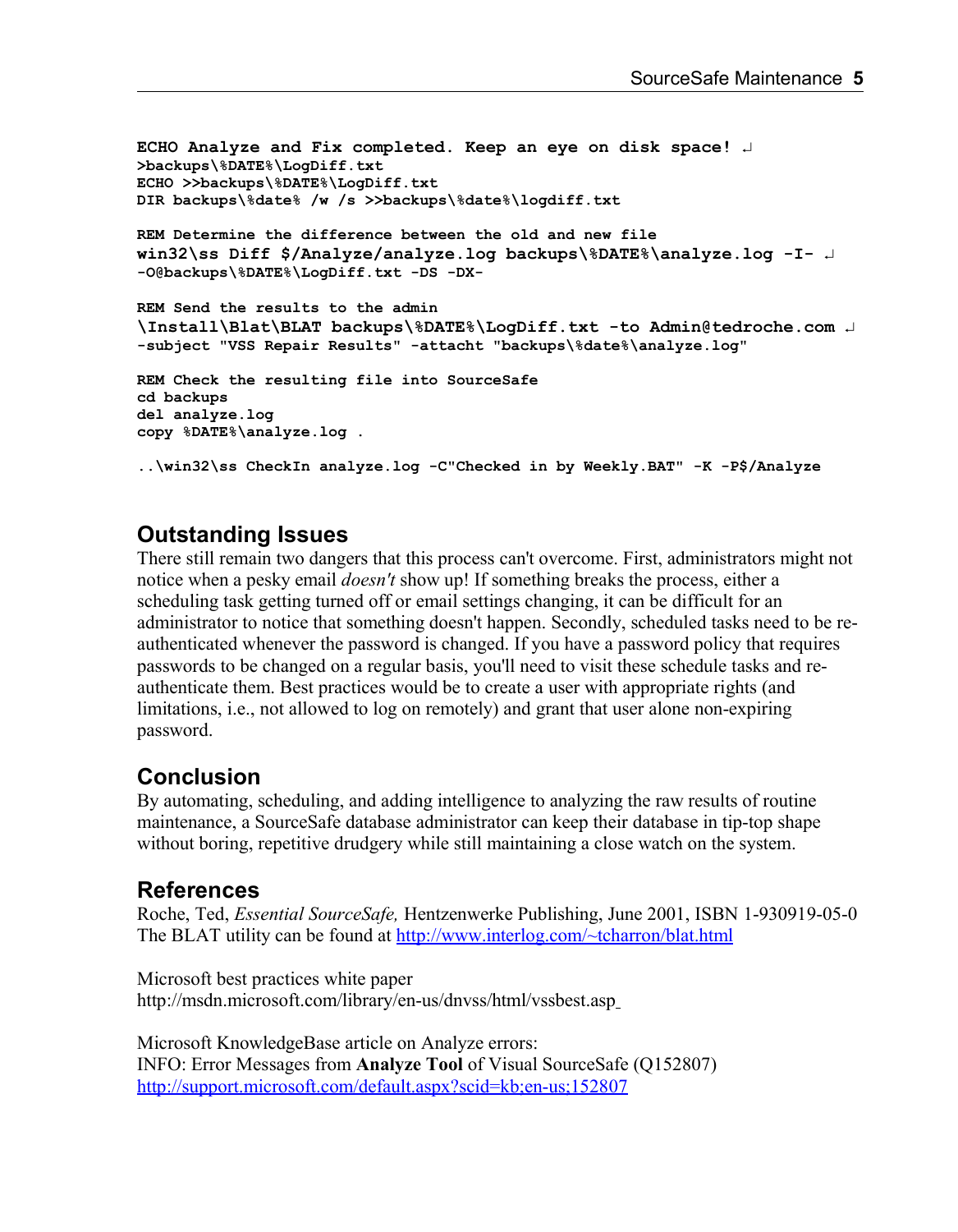```
ECHO Analyze and Fix completed. Keep an eye on disk space! ↵
>backups\%DATE%\LogDiff.txt
ECHO >>backups\%DATE%\LogDiff.txt
DIR backups\%date% /w /s >>backups\%date%\logdiff.txt

REM Determine the difference between the old and new file
win32\ss Diff $/Analyze/analyze.log backups\%DATE%\analyze.log -I- ↵
-O@backups\%DATE%\LogDiff.txt -DS -DX-

REM Send the results to the admin
\Install\Blat\BLAT backups\%DATE%\LogDiff.txt -to Admin@tedroche.com ↵
-subject "VSS Repair Results" -attacht "backups\%date%\analyze.log"

REM Check the resulting file into SourceSafe
cd backups
del analyze.log
copy %DATE%\analyze.log .

..\win32\ss CheckIn analyze.log -C"Checked in by Weekly.BAT" -K -P$/Analyze
```

## Outstanding Issues

There still remain two dangers that this process can't overcome. First, administrators might not notice when a pesky email *doesn't* show up! If something breaks the process, either a scheduling task getting turned off or email settings changing, it can be difficult for an administrator to notice that something doesn't happen. Secondly, scheduled tasks need to be re-authenticated whenever the password is changed. If you have a password policy that requires passwords to be changed on a regular basis, you'll need to visit these schedule tasks and re-authenticate them. Best practices would be to create a user with appropriate rights (and limitations, i.e., not allowed to log on remotely) and grant that user alone non-expiring password.

## Conclusion

By automating, scheduling, and adding intelligence to analyzing the raw results of routine maintenance, a SourceSafe database administrator can keep their database in tip-top shape without boring, repetitive drudgery while still maintaining a close watch on the system.

## References

Roche, Ted, *Essential SourceSafe,* Hentzenwerke Publishing, June 2001, ISBN 1-930919-05-0
The BLAT utility can be found at [http://www.interlog.com/~tcharron/blat.html](http://www.interlog.com/~tcharron/blat.html)

Microsoft best practices white paper
http://msdn.microsoft.com/library/en-us/dnvss/html/vssbest.asp

Microsoft KnowledgeBase article on Analyze errors:
INFO: Error Messages from **Analyze Tool** of Visual SourceSafe (Q152807)
[http://support.microsoft.com/default.aspx?scid=kb;en-us;152807](http://support.microsoft.com/default.aspx?scid=kb;en-us;152807)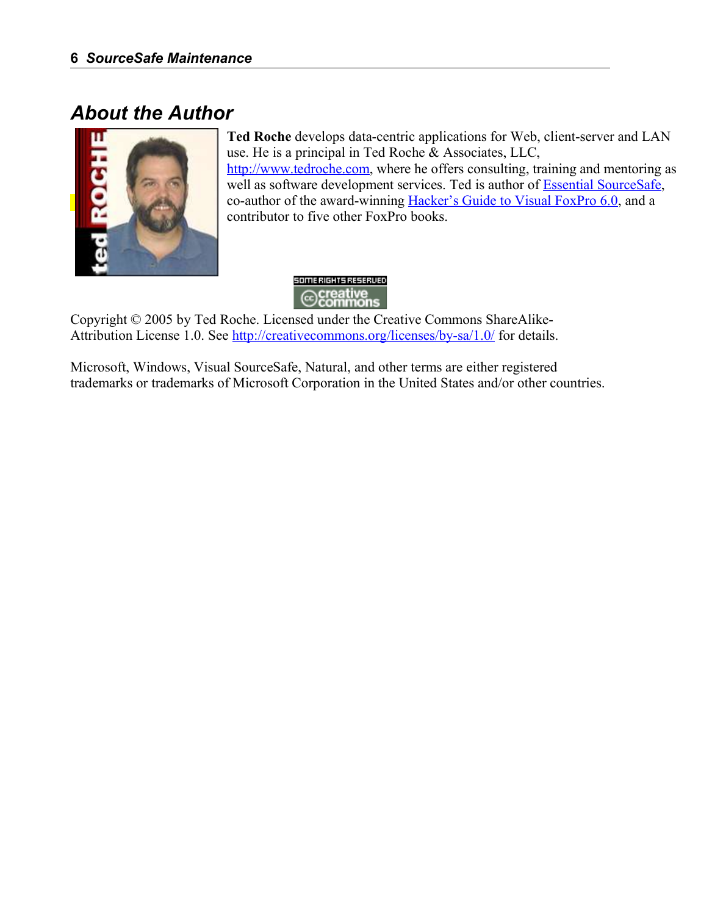## About the Author

**Ted Roche** develops data-centric applications for Web, client-server and LAN use. He is a principal in Ted Roche & Associates, LLC, http://www.tedroche.com, where he offers consulting, training and mentoring as well as software development services. Ted is author of Essential SourceSafe, co-author of the award-winning Hacker's Guide to Visual FoxPro 6.0, and a contributor to five other FoxPro books.

Copyright © 2005 by Ted Roche. Licensed under the Creative Commons ShareAlike-Attribution License 1.0. See http://creativecommons.org/licenses/by-sa/1.0/ for details.

Microsoft, Windows, Visual SourceSafe, Natural, and other terms are either registered trademarks or trademarks of Microsoft Corporation in the United States and/or other countries.